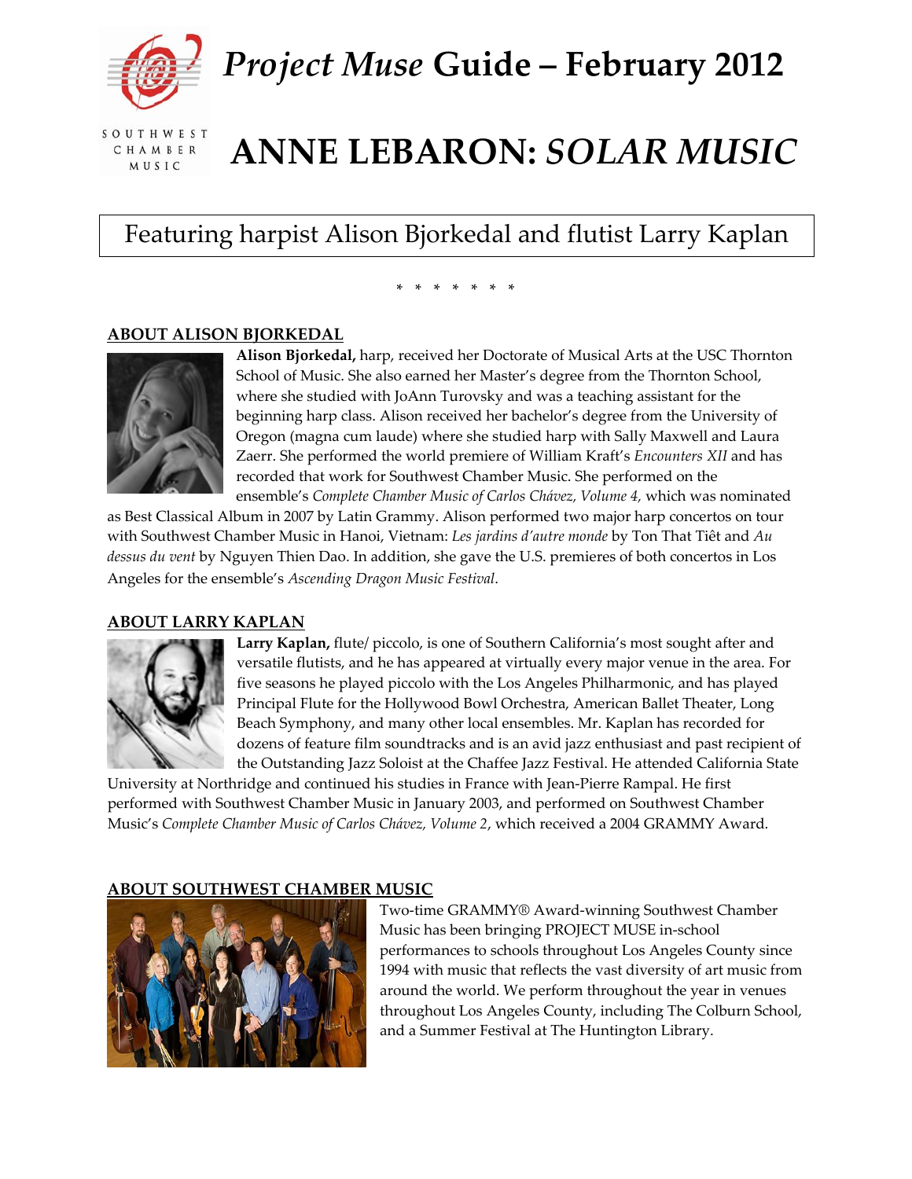# *Project Muse* Guide – February 2012

# ANNE LEBARON: *SOLAR MUSIC*

Featuring harpist Alison Bjorkedal and flutist Larry Kaplan

\* \* \* \* \* \* \*

## ABOUT ALISON BJORKEDAL

**Alison Bjorkedal,** harp, received her Doctorate of Musical Arts at the USC Thornton School of Music. She also earned her Master's degree from the Thornton School, where she studied with JoAnn Turovsky and was a teaching assistant for the beginning harp class. Alison received her bachelor's degree from the University of Oregon (magna cum laude) where she studied harp with Sally Maxwell and Laura Zaerr. She performed the world premiere of William Kraft's *Encounters XII* and has recorded that work for Southwest Chamber Music. She performed on the ensemble's *Complete Chamber Music of Carlos Chávez, Volume 4,* which was nominated as Best Classical Album in 2007 by Latin Grammy. Alison performed two major harp concertos on tour with Southwest Chamber Music in Hanoi, Vietnam: *Les jardins d'autre monde* by Ton That Tiêt and *Au dessus du vent* by Nguyen Thien Dao. In addition, she gave the U.S. premieres of both concertos in Los Angeles for the ensemble's *Ascending Dragon Music Festival.*

## ABOUT LARRY KAPLAN

**Larry Kaplan,** flute/ piccolo, is one of Southern California's most sought after and versatile flutists, and he has appeared at virtually every major venue in the area. For five seasons he played piccolo with the Los Angeles Philharmonic, and has played Principal Flute for the Hollywood Bowl Orchestra, American Ballet Theater, Long Beach Symphony, and many other local ensembles. Mr. Kaplan has recorded for dozens of feature film soundtracks and is an avid jazz enthusiast and past recipient of the Outstanding Jazz Soloist at the Chaffee Jazz Festival. He attended California State University at Northridge and continued his studies in France with Jean-Pierre Rampal. He first performed with Southwest Chamber Music in January 2003, and performed on Southwest Chamber Music's *Complete Chamber Music of Carlos Chávez, Volume 2*, which received a 2004 GRAMMY Award.

## ABOUT SOUTHWEST CHAMBER MUSIC

Two-time GRAMMY® Award-winning Southwest Chamber Music has been bringing PROJECT MUSE in-school performances to schools throughout Los Angeles County since 1994 with music that reflects the vast diversity of art music from around the world. We perform throughout the year in venues throughout Los Angeles County, including The Colburn School, and a Summer Festival at The Huntington Library.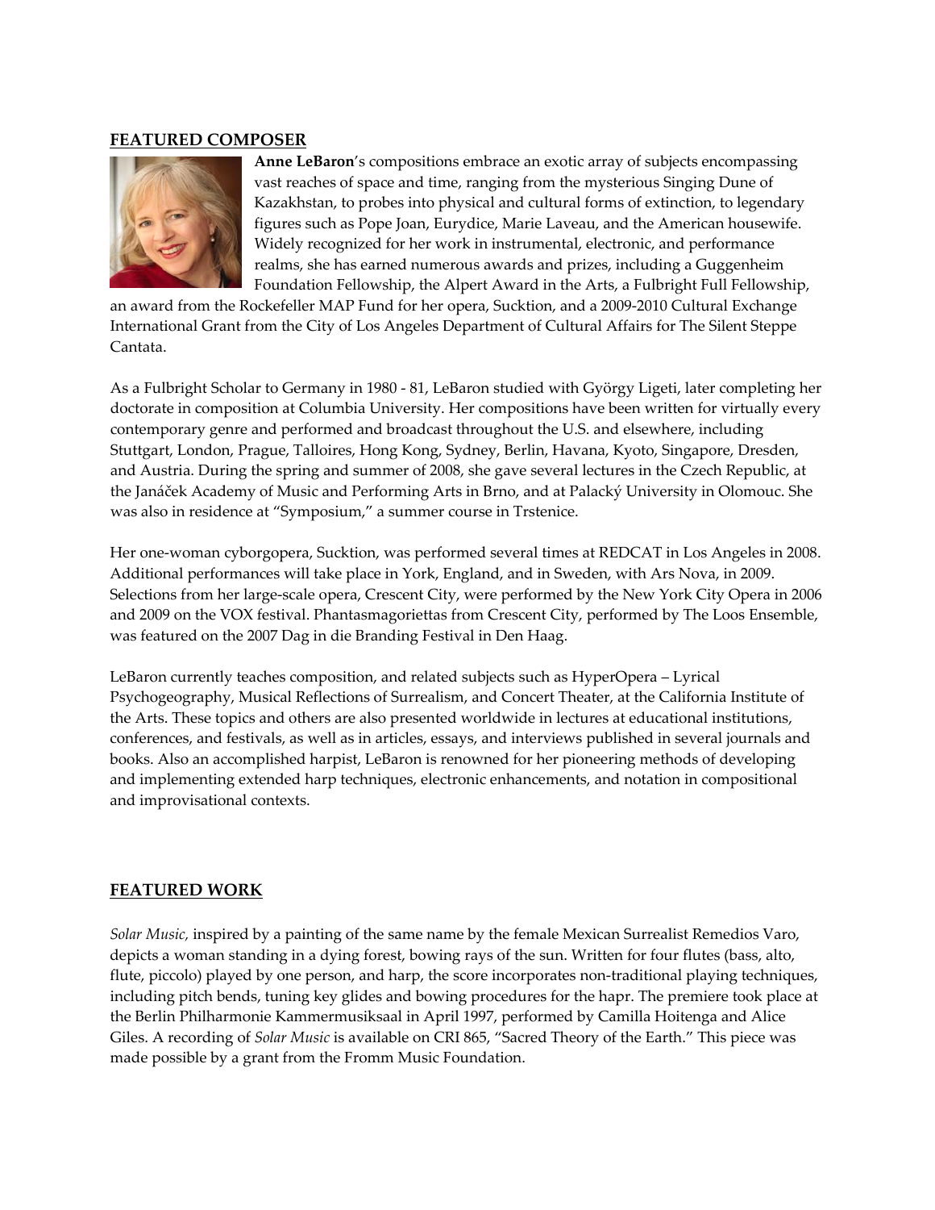## FEATURED COMPOSER

**Anne LeBaron**'s compositions embrace an exotic array of subjects encompassing vast reaches of space and time, ranging from the mysterious Singing Dune of Kazakhstan, to probes into physical and cultural forms of extinction, to legendary figures such as Pope Joan, Eurydice, Marie Laveau, and the American housewife. Widely recognized for her work in instrumental, electronic, and performance realms, she has earned numerous awards and prizes, including a Guggenheim Foundation Fellowship, the Alpert Award in the Arts, a Fulbright Full Fellowship, an award from the Rockefeller MAP Fund for her opera, Sucktion, and a 2009-2010 Cultural Exchange International Grant from the City of Los Angeles Department of Cultural Affairs for The Silent Steppe Cantata.

As a Fulbright Scholar to Germany in 1980 - 81, LeBaron studied with György Ligeti, later completing her doctorate in composition at Columbia University. Her compositions have been written for virtually every contemporary genre and performed and broadcast throughout the U.S. and elsewhere, including Stuttgart, London, Prague, Talloires, Hong Kong, Sydney, Berlin, Havana, Kyoto, Singapore, Dresden, and Austria. During the spring and summer of 2008, she gave several lectures in the Czech Republic, at the Janáček Academy of Music and Performing Arts in Brno, and at Palacký University in Olomouc. She was also in residence at "Symposium," a summer course in Trstenice.

Her one-woman cyborgopera, Sucktion, was performed several times at REDCAT in Los Angeles in 2008. Additional performances will take place in York, England, and in Sweden, with Ars Nova, in 2009. Selections from her large-scale opera, Crescent City, were performed by the New York City Opera in 2006 and 2009 on the VOX festival. Phantasmagoriettas from Crescent City, performed by The Loos Ensemble, was featured on the 2007 Dag in die Branding Festival in Den Haag.

LeBaron currently teaches composition, and related subjects such as HyperOpera – Lyrical Psychogeography, Musical Reflections of Surrealism, and Concert Theater, at the California Institute of the Arts. These topics and others are also presented worldwide in lectures at educational institutions, conferences, and festivals, as well as in articles, essays, and interviews published in several journals and books. Also an accomplished harpist, LeBaron is renowned for her pioneering methods of developing and implementing extended harp techniques, electronic enhancements, and notation in compositional and improvisational contexts.

## FEATURED WORK

*Solar Music,* inspired by a painting of the same name by the female Mexican Surrealist Remedios Varo, depicts a woman standing in a dying forest, bowing rays of the sun. Written for four flutes (bass, alto, flute, piccolo) played by one person, and harp, the score incorporates non-traditional playing techniques, including pitch bends, tuning key glides and bowing procedures for the hapr. The premiere took place at the Berlin Philharmonie Kammermusiksaal in April 1997, performed by Camilla Hoitenga and Alice Giles. A recording of *Solar Music* is available on CRI 865, "Sacred Theory of the Earth." This piece was made possible by a grant from the Fromm Music Foundation.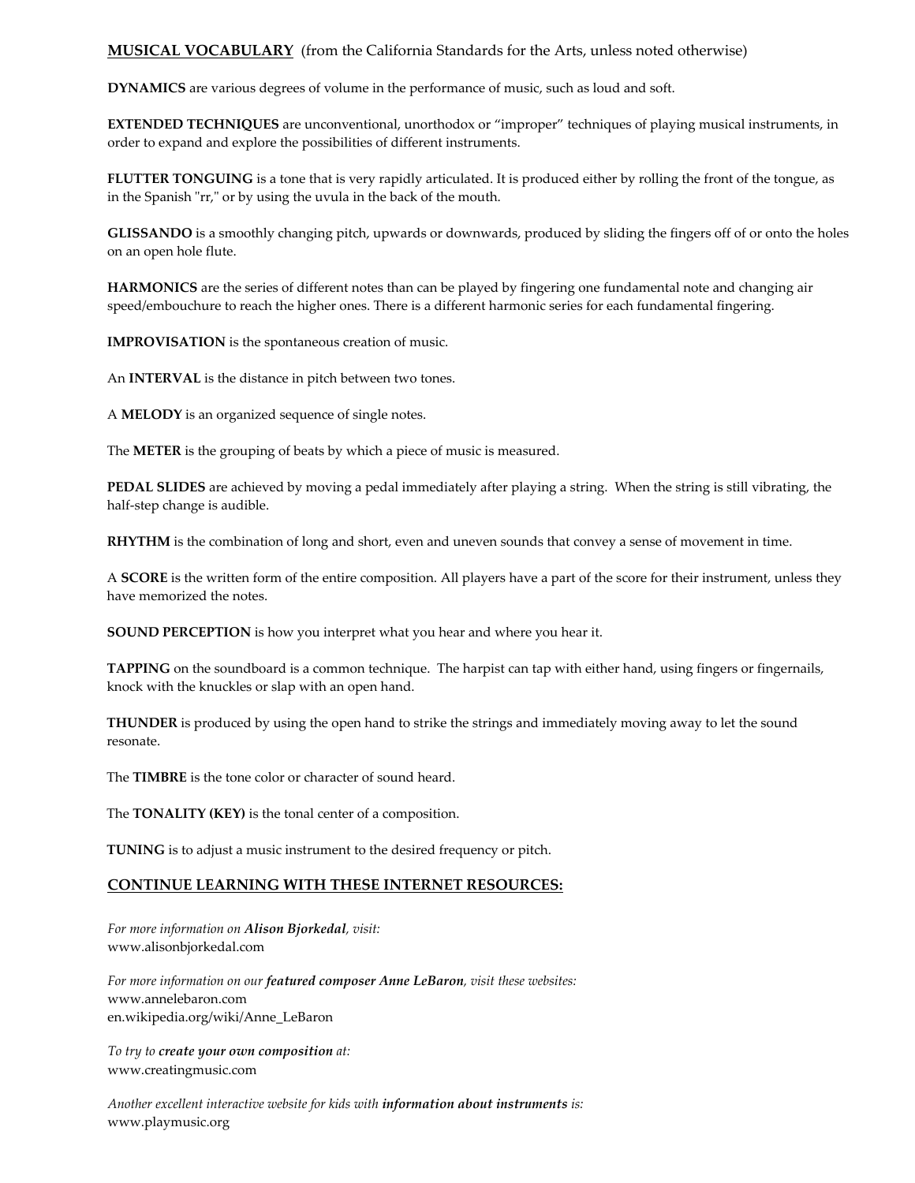## **MUSICAL VOCABULARY** (from the California Standards for the Arts, unless noted otherwise)

**DYNAMICS** are various degrees of volume in the performance of music, such as loud and soft.

**EXTENDED TECHNIQUES** are unconventional, unorthodox or "improper" techniques of playing musical instruments, in order to expand and explore the possibilities of different instruments.

**FLUTTER TONGUING** is a tone that is very rapidly articulated. It is produced either by rolling the front of the tongue, as in the Spanish "rr," or by using the uvula in the back of the mouth.

**GLISSANDO** is a smoothly changing pitch, upwards or downwards, produced by sliding the fingers off of or onto the holes on an open hole flute.

**HARMONICS** are the series of different notes than can be played by fingering one fundamental note and changing air speed/embouchure to reach the higher ones. There is a different harmonic series for each fundamental fingering.

**IMPROVISATION** is the spontaneous creation of music.

An **INTERVAL** is the distance in pitch between two tones.

A **MELODY** is an organized sequence of single notes.

The **METER** is the grouping of beats by which a piece of music is measured.

**PEDAL SLIDES** are achieved by moving a pedal immediately after playing a string. When the string is still vibrating, the half-step change is audible.

**RHYTHM** is the combination of long and short, even and uneven sounds that convey a sense of movement in time.

A **SCORE** is the written form of the entire composition. All players have a part of the score for their instrument, unless they have memorized the notes.

**SOUND PERCEPTION** is how you interpret what you hear and where you hear it.

**TAPPING** on the soundboard is a common technique. The harpist can tap with either hand, using fingers or fingernails, knock with the knuckles or slap with an open hand.

**THUNDER** is produced by using the open hand to strike the strings and immediately moving away to let the sound resonate.

The **TIMBRE** is the tone color or character of sound heard.

The **TONALITY (KEY)** is the tonal center of a composition.

**TUNING** is to adjust a music instrument to the desired frequency or pitch.

## **CONTINUE LEARNING WITH THESE INTERNET RESOURCES:**

*For more information on **Alison Bjorkedal**, visit:*
www.alisonbjorkedal.com

*For more information on our **featured composer Anne LeBaron**, visit these websites:*
www.annelebaron.com
en.wikipedia.org/wiki/Anne_LeBaron

*To try to **create your own composition** at:*
www.creatingmusic.com

*Another excellent interactive website for kids with **information about instruments** is:*
www.playmusic.org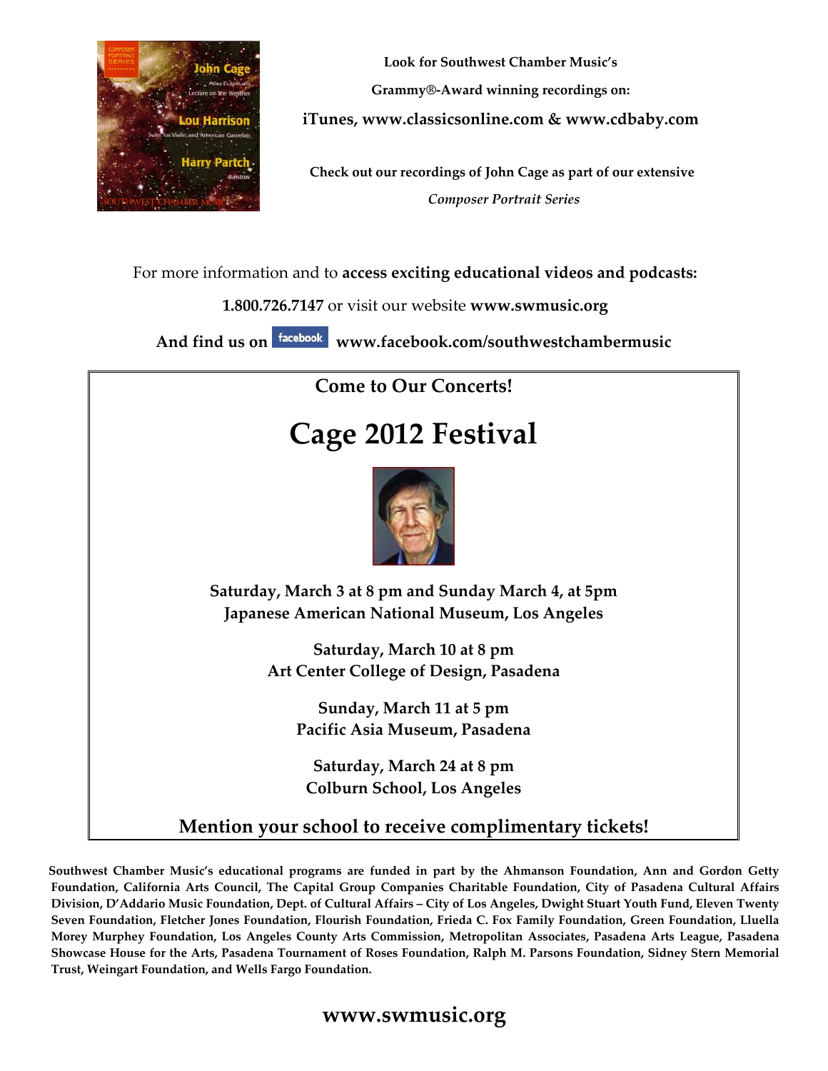**Look for Southwest Chamber Music's**

**Grammy®-Award winning recordings on:**

**iTunes, www.classicsonline.com & www.cdbaby.com**

**Check out our recordings of John Cage as part of our extensive** ***Composer Portrait Series***

For more information and to **access exciting educational videos and podcasts:**

**1.800.726.7147** or visit our website **www.swmusic.org**

**And find us on facebook www.facebook.com/southwestchambermusic**

## Come to Our Concerts!

# Cage 2012 Festival

**Saturday, March 3 at 8 pm and Sunday March 4, at 5pm**
**Japanese American National Museum, Los Angeles**

**Saturday, March 10 at 8 pm**
**Art Center College of Design, Pasadena**

**Sunday, March 11 at 5 pm**
**Pacific Asia Museum, Pasadena**

**Saturday, March 24 at 8 pm**
**Colburn School, Los Angeles**

**Mention your school to receive complimentary tickets!**

**Southwest Chamber Music's educational programs are funded in part by the Ahmanson Foundation, Ann and Gordon Getty Foundation, California Arts Council, The Capital Group Companies Charitable Foundation, City of Pasadena Cultural Affairs Division, D'Addario Music Foundation, Dept. of Cultural Affairs – City of Los Angeles, Dwight Stuart Youth Fund, Eleven Twenty Seven Foundation, Fletcher Jones Foundation, Flourish Foundation, Frieda C. Fox Family Foundation, Green Foundation, Lluella Morey Murphey Foundation, Los Angeles County Arts Commission, Metropolitan Associates, Pasadena Arts League, Pasadena Showcase House for the Arts, Pasadena Tournament of Roses Foundation, Ralph M. Parsons Foundation, Sidney Stern Memorial Trust, Weingart Foundation, and Wells Fargo Foundation.**

**www.swmusic.org**